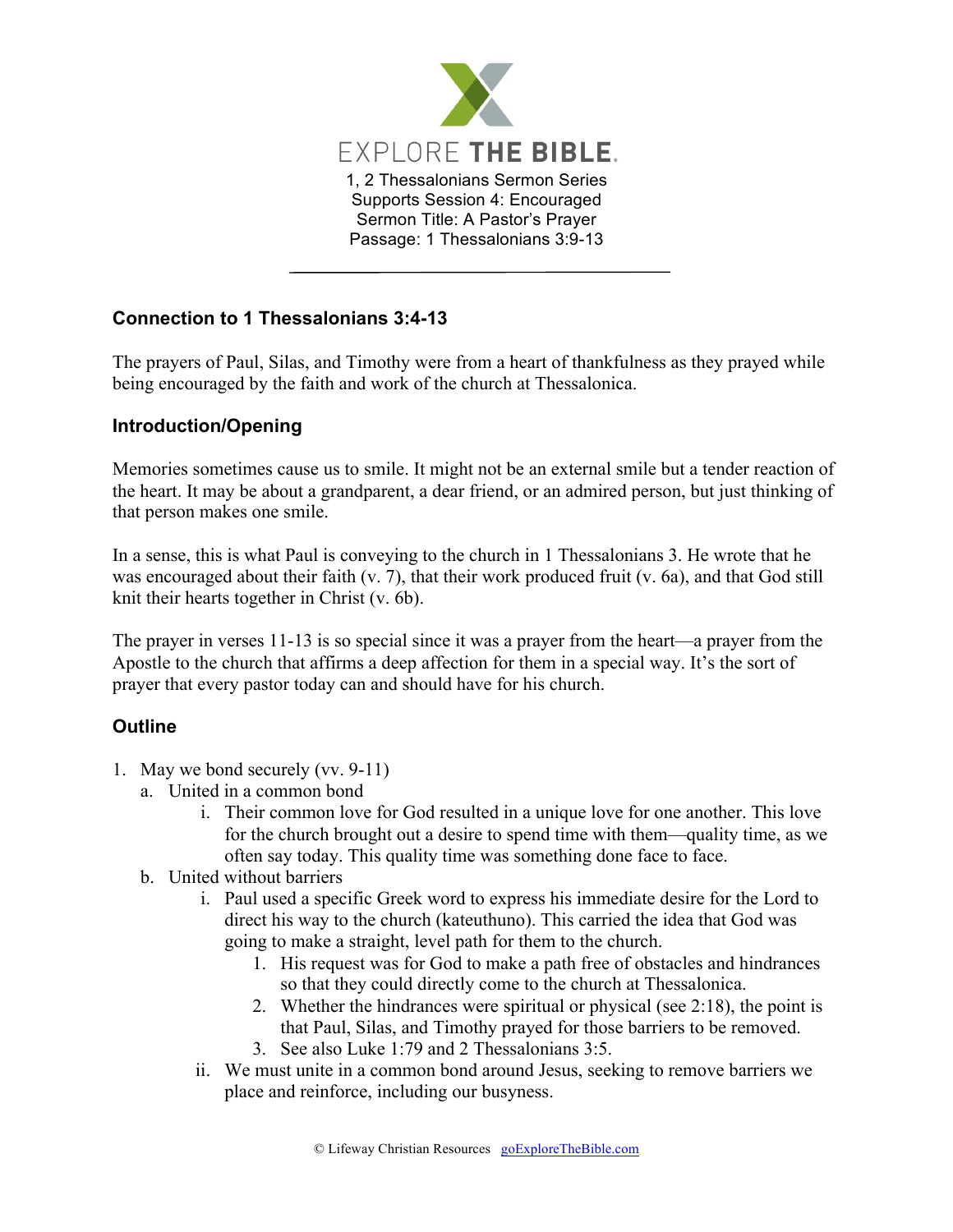# EXPLORE THE BIBLE.

1, 2 Thessalonians Sermon Series
Supports Session 4: Encouraged
Sermon Title: A Pastor's Prayer
Passage: 1 Thessalonians 3:9-13

---

### Connection to 1 Thessalonians 3:4-13

The prayers of Paul, Silas, and Timothy were from a heart of thankfulness as they prayed while being encouraged by the faith and work of the church at Thessalonica.

### Introduction/Opening

Memories sometimes cause us to smile. It might not be an external smile but a tender reaction of the heart. It may be about a grandparent, a dear friend, or an admired person, but just thinking of that person makes one smile.

In a sense, this is what Paul is conveying to the church in 1 Thessalonians 3. He wrote that he was encouraged about their faith (v. 7), that their work produced fruit (v. 6a), and that God still knit their hearts together in Christ (v. 6b).

The prayer in verses 11-13 is so special since it was a prayer from the heart—a prayer from the Apostle to the church that affirms a deep affection for them in a special way. It's the sort of prayer that every pastor today can and should have for his church.

### Outline

1. May we bond securely (vv. 9-11)
   a. United in a common bond
      i. Their common love for God resulted in a unique love for one another. This love for the church brought out a desire to spend time with them—quality time, as we often say today. This quality time was something done face to face.
   b. United without barriers
      i. Paul used a specific Greek word to express his immediate desire for the Lord to direct his way to the church (kateuthuno). This carried the idea that God was going to make a straight, level path for them to the church.
         1. His request was for God to make a path free of obstacles and hindrances so that they could directly come to the church at Thessalonica.
         2. Whether the hindrances were spiritual or physical (see 2:18), the point is that Paul, Silas, and Timothy prayed for those barriers to be removed.
         3. See also Luke 1:79 and 2 Thessalonians 3:5.
      ii. We must unite in a common bond around Jesus, seeking to remove barriers we place and reinforce, including our busyness.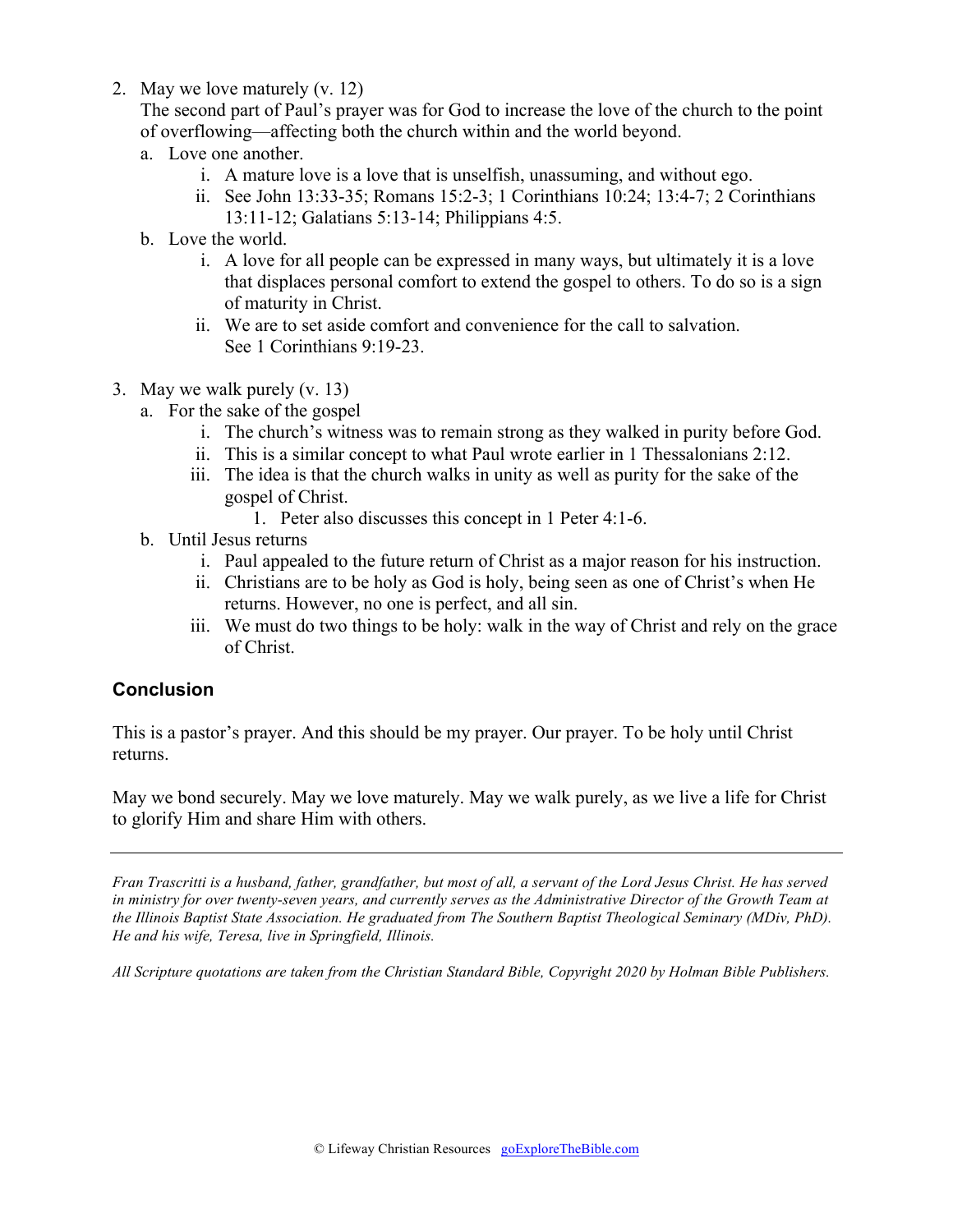2. May we love maturely (v. 12)
   The second part of Paul's prayer was for God to increase the love of the church to the point of overflowing—affecting both the church within and the world beyond.
   a. Love one another.
      i. A mature love is a love that is unselfish, unassuming, and without ego.
      ii. See John 13:33-35; Romans 15:2-3; 1 Corinthians 10:24; 13:4-7; 2 Corinthians 13:11-12; Galatians 5:13-14; Philippians 4:5.
   b. Love the world.
      i. A love for all people can be expressed in many ways, but ultimately it is a love that displaces personal comfort to extend the gospel to others. To do so is a sign of maturity in Christ.
      ii. We are to set aside comfort and convenience for the call to salvation. See 1 Corinthians 9:19-23.

3. May we walk purely (v. 13)
   a. For the sake of the gospel
      i. The church's witness was to remain strong as they walked in purity before God.
      ii. This is a similar concept to what Paul wrote earlier in 1 Thessalonians 2:12.
      iii. The idea is that the church walks in unity as well as purity for the sake of the gospel of Christ.
         1. Peter also discusses this concept in 1 Peter 4:1-6.
   b. Until Jesus returns
      i. Paul appealed to the future return of Christ as a major reason for his instruction.
      ii. Christians are to be holy as God is holy, being seen as one of Christ's when He returns. However, no one is perfect, and all sin.
      iii. We must do two things to be holy: walk in the way of Christ and rely on the grace of Christ.

## Conclusion

This is a pastor's prayer. And this should be my prayer. Our prayer. To be holy until Christ returns.

May we bond securely. May we love maturely. May we walk purely, as we live a life for Christ to glorify Him and share Him with others.

---

*Fran Trascritti is a husband, father, grandfather, but most of all, a servant of the Lord Jesus Christ. He has served in ministry for over twenty-seven years, and currently serves as the Administrative Director of the Growth Team at the Illinois Baptist State Association. He graduated from The Southern Baptist Theological Seminary (MDiv, PhD). He and his wife, Teresa, live in Springfield, Illinois.*

*All Scripture quotations are taken from the Christian Standard Bible, Copyright 2020 by Holman Bible Publishers.*

© Lifeway Christian Resources goExploreTheBible.com